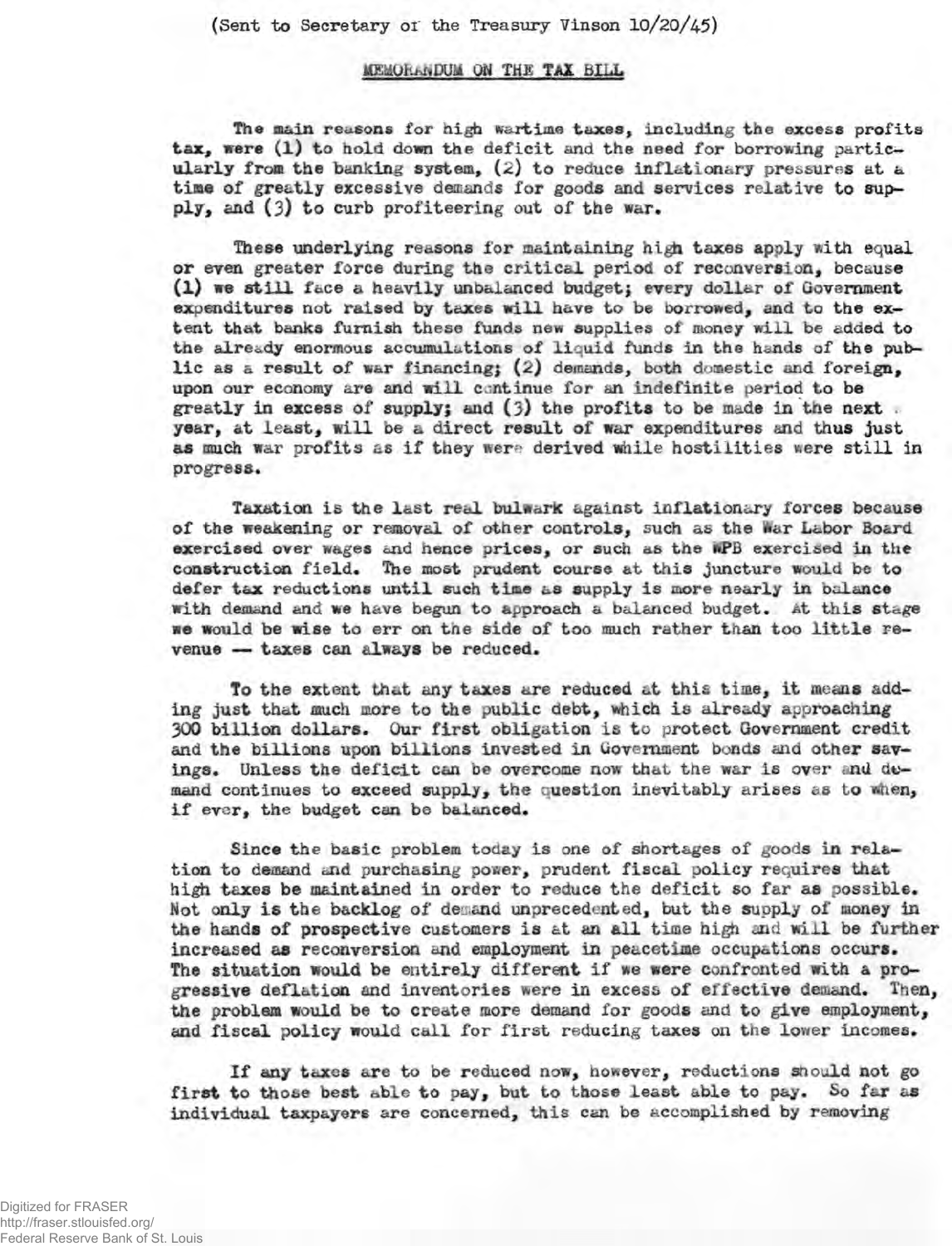(Sent to Secretary of the Treasury Vinson 10/20/45)

## MEMORANDUM ON THE TAX BILL

The main reasons for high wartime taxes, including the excess profits tax, were (1) to hold down the deficit and the need for borrowing particularly from the banking system, (2) to reduce inflationary pressures at a time of greatly excessive demands for goods and services relative to supply, and (3) to curb profiteering out of the war.

These underlying reasons for maintaining high taxes apply with equal or even greater force during the critical period of reconversion, because (1) we still face a heavily unbalanced budget; every dollar of Government expenditures not raised by taxes will have to be borrowed, and to the extent that banks furnish these funds new supplies of money will be added to the already enormous accumulations of liquid funds in the hands of the public as a result of war financing; (2) demands, both domestic and foreign, upon our economy are and will continue for an indefinite period to be greatly in excess of supply; and (3) the profits to be made in the next year, at least, will be a direct result of war expenditures and thus just as much war profits as if they were derived while hostilities were still in progress.

Taxation is the last real bulwark against inflationary forces because of the weakening or removal of other controls, such as the War Labor Board exercised over wages and hence prices, or such as the WPB exercised in the construction field. The most prudent course at this juncture would be to defer tax reductions until such time as supply is more nearly in balance with demand and we have begun to approach a balanced budget. At this stage we would be wise to err on the side of too much rather than too little revenue — taxes can always be reduced.

To the extent that any taxes are reduced at this time, it means adding just that much more to the public debt, which is already approaching 300 billion dollars. Our first obligation is to protect Government credit and the billions upon billions invested in Government bonds and other savings. Unless the deficit can be overcome now that the war is over and demand continues to exceed supply, the question inevitably arises as to when, if ever, the budget can be balanced.

Since the basic problem today is one of shortages of goods in relation to demand and purchasing power, prudent fiscal policy requires that high taxes be maintained in order to reduce the deficit so far as possible. Not only is the backlog of demand unprecedented, but the supply of money in the hands of prospective customers is at an all time high and will be further increased as reconversion and employment in peacetime occupations occurs. The situation would be entirely different if we were confronted with a progressive deflation and inventories were in excess of effective demand. Then, the problem would be to create more demand for goods and to give employment, and fiscal policy would call for first reducing taxes on the lower incomes.

If any taxes are to be reduced now, however, reductions should not go first to those best able to pay, but to those least able to pay. So far as individual taxpayers are concerned, this can be accomplished by removing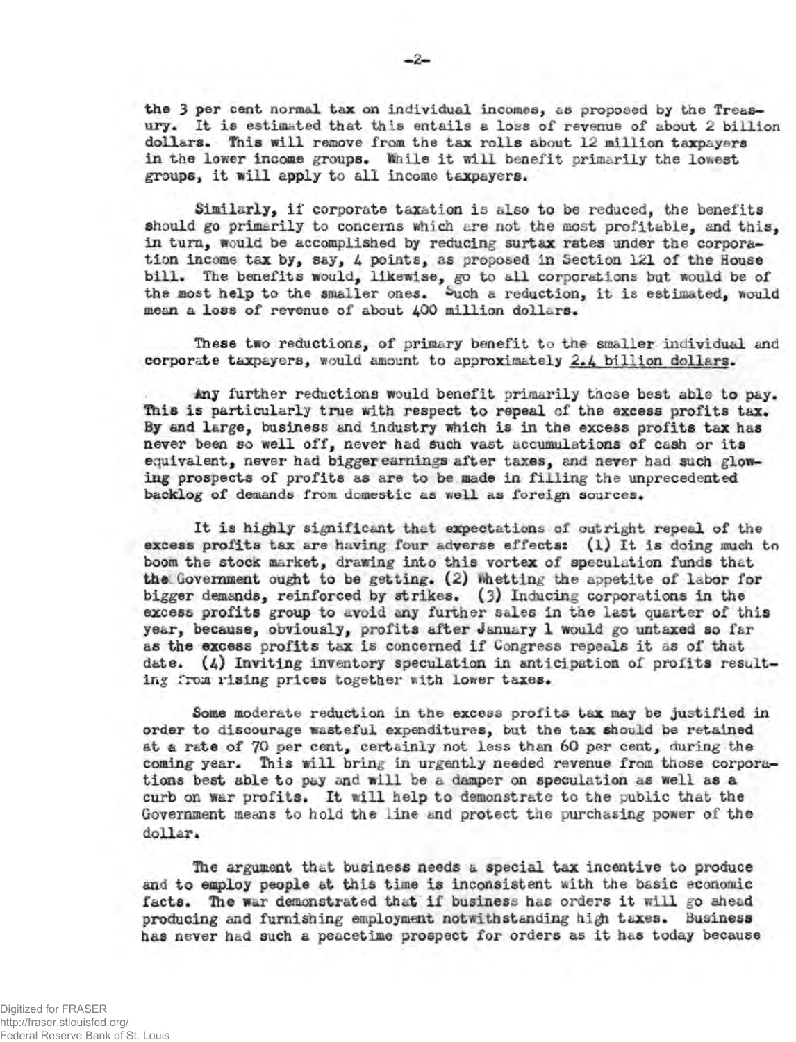the 3 per cent normal tax on individual incomes, as proposed by the Treasury. It is estimated that this entails a loss of revenue of about 2 billion dollars. This will remove from the tax rolls about 12 million taxpayers in the lower income groups. While it will benefit primarily the lowest groups, it will apply to all income taxpayers.

Similarly, if corporate taxation is also to be reduced, the benefits should go primarily to concerns which are not the most profitable, and this, in turn, would be accomplished by reducing surtax rates under the corporation income tax by, say, 4 points, as proposed in Section 121 of the House bill. The benefits would, likewise, go to all corporations but would be of the most help to the smaller ones. Such a reduction, it is estimated, would mean a loss of revenue of about 400 million dollars.

These two reductions, of primary benefit to the smaller individual and corporate taxpayers, would amount to approximately <u>2.4 billion dollars</u>.

Any further reductions would benefit primarily those best able to pay. This is particularly true with respect to repeal of the excess profits tax. By and large, business and industry which is in the excess profits tax has never been so well off, never had such vast accumulations of cash or its equivalent, never had bigger earnings after taxes, and never had such glowing prospects of profits as are to be made in filling the unprecedented backlog of demands from domestic as well as foreign sources.

It is highly significant that expectations of outright repeal of the excess profits tax are having four adverse effects: (1) It is doing much to boom the stock market, drawing into this vortex of speculation funds that the Government ought to be getting. (2) Whetting the appetite of labor for bigger demands, reinforced by strikes. (3) Inducing corporations in the excess profits group to avoid any further sales in the last quarter of this year, because, obviously, profits after January 1 would go untaxed so far as the excess profits tax is concerned if Congress repeals it as of that date. (4) Inviting inventory speculation in anticipation of profits resulting from rising prices together with lower taxes.

Some moderate reduction in the excess profits tax may be justified in order to discourage wasteful expenditures, but the tax should be retained at a rate of 70 per cent, certainly not less than 60 per cent, during the coming year. This will bring in urgently needed revenue from those corporations best able to pay and will be a damper on speculation as well as a curb on war profits. It will help to demonstrate to the public that the Government means to hold the line and protect the purchasing power of the dollar.

The argument that business needs a special tax incentive to produce and to employ people at this time is inconsistent with the basic economic facts. The war demonstrated that if business has orders it will go ahead producing and furnishing employment notwithstanding high taxes. Business has never had such a peacetime prospect for orders as it has today because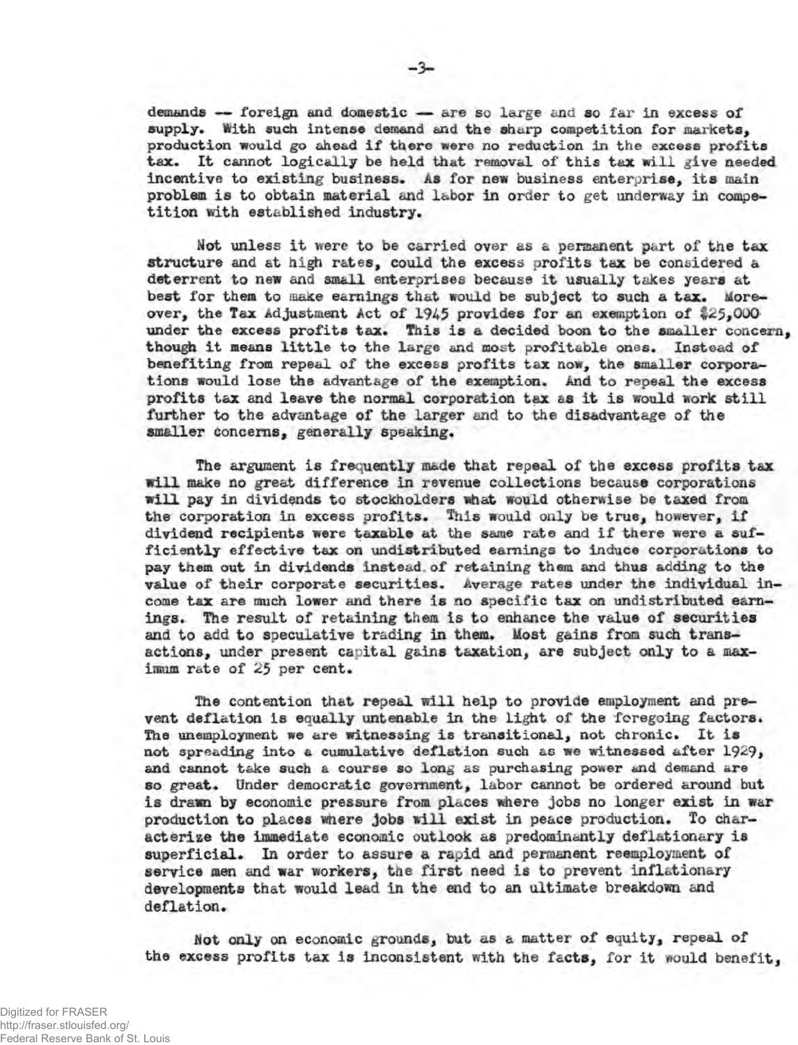demands -- foreign and domestic -- are so large and so far in excess of supply. With such intense demand and the sharp competition for markets, production would go ahead if there were no reduction in the excess profits tax. It cannot logically be held that removal of this tax will give needed incentive to existing business. As for new business enterprise, its main problem is to obtain material and labor in order to get underway in competition with established industry.

Not unless it were to be carried over as a permanent part of the tax structure and at high rates, could the excess profits tax be considered a deterrent to new and small enterprises because it usually takes years at best for them to make earnings that would be subject to such a tax. Moreover, the Tax Adjustment Act of 1945 provides for an exemption of $25,000 under the excess profits tax. This is a decided boon to the smaller concern, though it means little to the large and most profitable ones. Instead of benefiting from repeal of the excess profits tax now, the smaller corporations would lose the advantage of the exemption. And to repeal the excess profits tax and leave the normal corporation tax as it is would work still further to the advantage of the larger and to the disadvantage of the smaller concerns, generally speaking.

The argument is frequently made that repeal of the excess profits tax will make no great difference in revenue collections because corporations will pay in dividends to stockholders what would otherwise be taxed from the corporation in excess profits. This would only be true, however, if dividend recipients were taxable at the same rate and if there were a sufficiently effective tax on undistributed earnings to induce corporations to pay them out in dividends instead of retaining them and thus adding to the value of their corporate securities. Average rates under the individual income tax are much lower and there is no specific tax on undistributed earnings. The result of retaining them is to enhance the value of securities and to add to speculative trading in them. Most gains from such transactions, under present capital gains taxation, are subject only to a maximum rate of 25 per cent.

The contention that repeal will help to provide employment and prevent deflation is equally untenable in the light of the foregoing factors. The unemployment we are witnessing is transitional, not chronic. It is not spreading into a cumulative deflation such as we witnessed after 1929, and cannot take such a course so long as purchasing power and demand are so great. Under democratic government, labor cannot be ordered around but is drawn by economic pressure from places where jobs no longer exist in war production to places where jobs will exist in peace production. To characterize the immediate economic outlook as predominantly deflationary is superficial. In order to assure a rapid and permanent reemployment of service men and war workers, the first need is to prevent inflationary developments that would lead in the end to an ultimate breakdown and deflation.

Not only on economic grounds, but as a matter of equity, repeal of the excess profits tax is inconsistent with the facts, for it would benefit,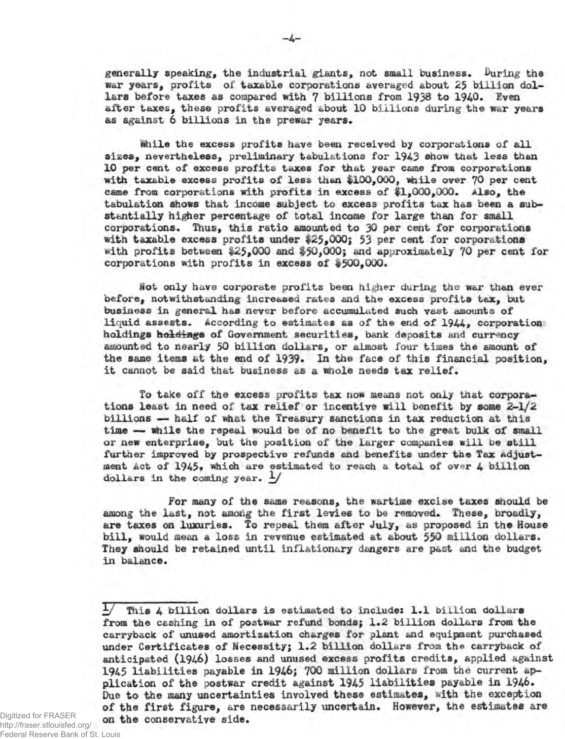generally speaking, the industrial giants, not small business. During the war years, profits of taxable corporations averaged about 25 billion dollars before taxes as compared with 7 billions from 1938 to 1940. Even after taxes, these profits averaged about 10 billions during the war years as against 6 billions in the prewar years.

While the excess profits have been received by corporations of all sizes, nevertheless, preliminary tabulations for 1943 show that less than 10 per cent of excess profits taxes for that year came from corporations with taxable excess profits of less than $100,000, while over 70 per cent came from corporations with profits in excess of $1,000,000. Also, the tabulation shows that income subject to excess profits tax has been a substantially higher percentage of total income for large than for small corporations. Thus, this ratio amounted to 30 per cent for corporations with taxable excess profits under $25,000; 53 per cent for corporations with profits between $25,000 and $50,000; and approximately 70 per cent for corporations with profits in excess of $500,000.

Not only have corporate profits been higher during the war than ever before, notwithstanding increased rates and the excess profits tax, but business in general has never before accumulated such vast amounts of liquid assests. According to estimates as of the end of 1944, corporation holdings ~~holdings~~ of Government securities, bank deposits and currency amounted to nearly 50 billion dollars, or almost four times the amount of the same items at the end of 1939. In the face of this financial position, it cannot be said that business as a whole needs tax relief.

To take off the excess profits tax now means not only that corporations least in need of tax relief or incentive will benefit by some 2-1/2 billions — half of what the Treasury sanctions in tax reduction at this time — while the repeal would be of no benefit to the great bulk of small or new enterprise, but the position of the larger companies will be still further improved by prospective refunds and benefits under the Tax Adjustment Act of 1945, which are estimated to reach a total of over 4 billion dollars in the coming year. [1]

For many of the same reasons, the wartime excise taxes should be among the last, not among the first levies to be removed. These, broadly, are taxes on luxuries. To repeal them after July, as proposed in the House bill, would mean a loss in revenue estimated at about 550 million dollars. They should be retained until inflationary dangers are past and the budget in balance.

---

[1] This 4 billion dollars is estimated to include: 1.1 billion dollars from the cashing in of postwar refund bonds; 1.2 billion dollars from the carryback of unused amortization charges for plant and equipment purchased under Certificates of Necessity; 1.2 billion dollars from the carryback of anticipated (1946) losses and unused excess profits credits, applied against 1945 liabilities payable in 1946; 700 million dollars from the current application of the postwar credit against 1945 liabilities payable in 1946. Due to the many uncertainties involved these estimates, with the exception of the first figure, are necessarily uncertain. However, the estimates are on the conservative side.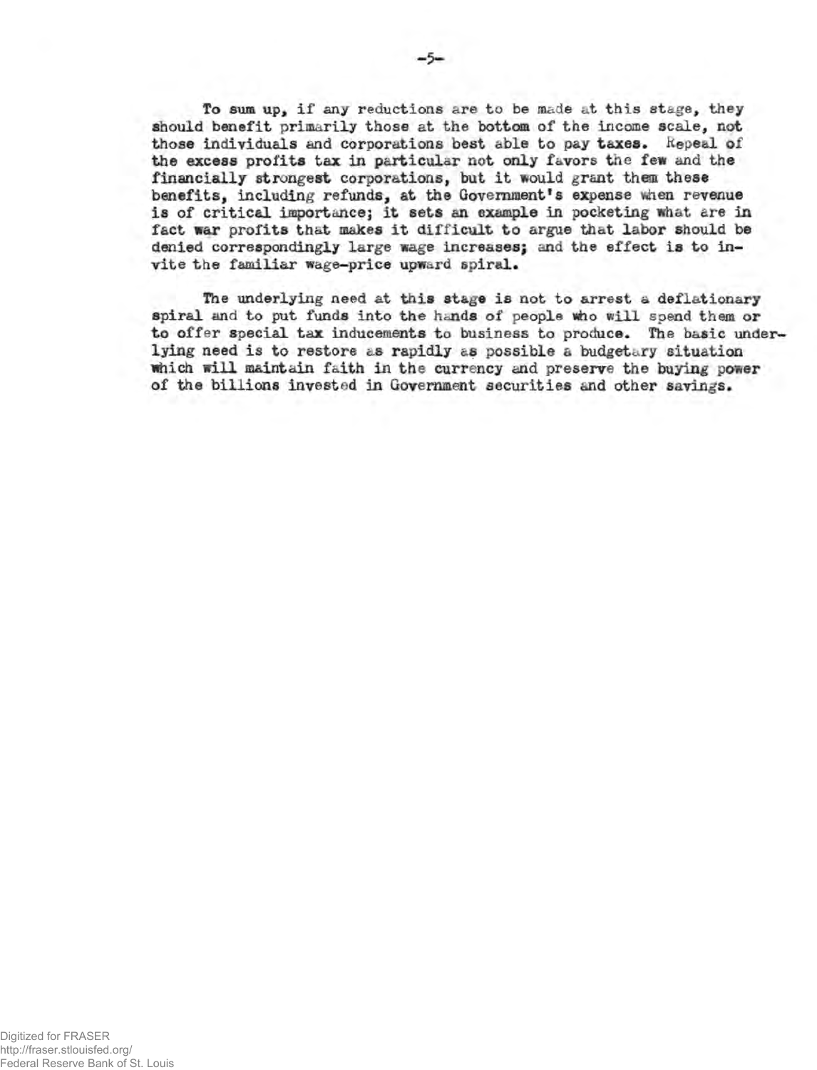To sum up, if any reductions are to be made at this stage, they should benefit primarily those at the bottom of the income scale, not those individuals and corporations best able to pay taxes. Repeal of the excess profits tax in particular not only favors the few and the financially strongest corporations, but it would grant them these benefits, including refunds, at the Government's expense when revenue is of critical importance; it sets an example in pocketing what are in fact war profits that makes it difficult to argue that labor should be denied correspondingly large wage increases; and the effect is to invite the familiar wage-price upward spiral.

The underlying need at this stage is not to arrest a deflationary spiral and to put funds into the hands of people who will spend them or to offer special tax inducements to business to produce. The basic underlying need is to restore as rapidly as possible a budgetary situation which will maintain faith in the currency and preserve the buying power of the billions invested in Government securities and other savings.